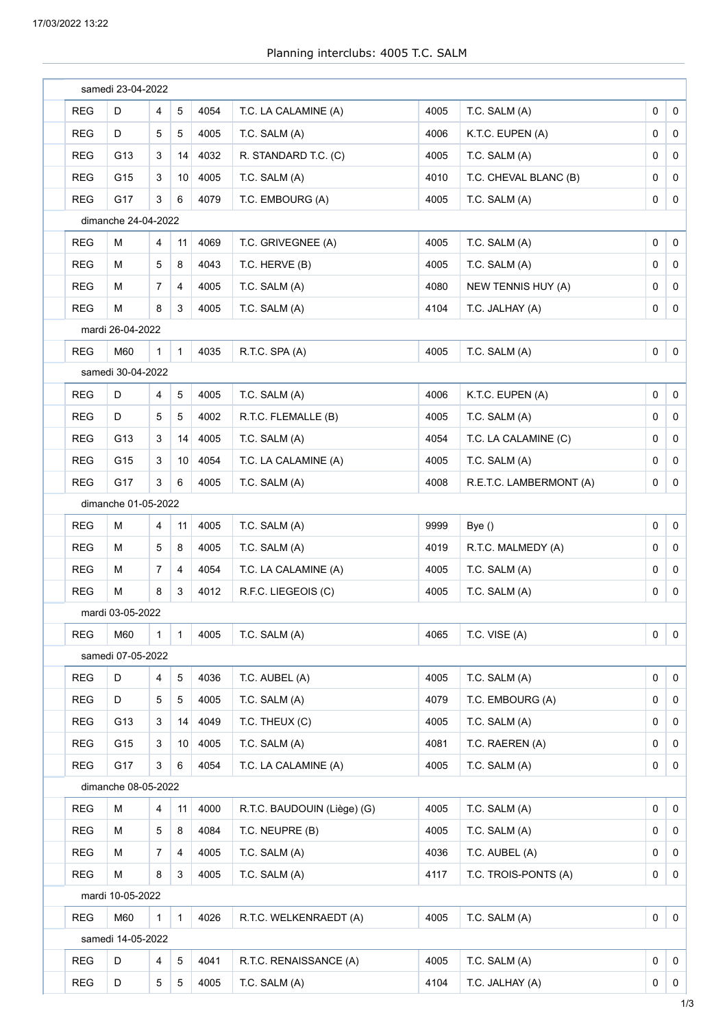## Planning interclubs: 4005 T.C. SALM

| | | | | | | | | | |
|---|---|---|---|---|---|---|---|---|---|
| **samedi 23-04-2022** | | | | | | | | | |
| REG | D | 4 | 5 | 4054 | T.C. LA CALAMINE (A) | 4005 | T.C. SALM (A) | 0 | 0 |
| REG | D | 5 | 5 | 4005 | T.C. SALM (A) | 4006 | K.T.C. EUPEN (A) | 0 | 0 |
| REG | G13 | 3 | 14 | 4032 | R. STANDARD T.C. (C) | 4005 | T.C. SALM (A) | 0 | 0 |
| REG | G15 | 3 | 10 | 4005 | T.C. SALM (A) | 4010 | T.C. CHEVAL BLANC (B) | 0 | 0 |
| REG | G17 | 3 | 6 | 4079 | T.C. EMBOURG (A) | 4005 | T.C. SALM (A) | 0 | 0 |
| **dimanche 24-04-2022** | | | | | | | | | |
| REG | M | 4 | 11 | 4069 | T.C. GRIVEGNEE (A) | 4005 | T.C. SALM (A) | 0 | 0 |
| REG | M | 5 | 8 | 4043 | T.C. HERVE (B) | 4005 | T.C. SALM (A) | 0 | 0 |
| REG | M | 7 | 4 | 4005 | T.C. SALM (A) | 4080 | NEW TENNIS HUY (A) | 0 | 0 |
| REG | M | 8 | 3 | 4005 | T.C. SALM (A) | 4104 | T.C. JALHAY (A) | 0 | 0 |
| **mardi 26-04-2022** | | | | | | | | | |
| REG | M60 | 1 | 1 | 4035 | R.T.C. SPA (A) | 4005 | T.C. SALM (A) | 0 | 0 |
| **samedi 30-04-2022** | | | | | | | | | |
| REG | D | 4 | 5 | 4005 | T.C. SALM (A) | 4006 | K.T.C. EUPEN (A) | 0 | 0 |
| REG | D | 5 | 5 | 4002 | R.T.C. FLEMALLE (B) | 4005 | T.C. SALM (A) | 0 | 0 |
| REG | G13 | 3 | 14 | 4005 | T.C. SALM (A) | 4054 | T.C. LA CALAMINE (C) | 0 | 0 |
| REG | G15 | 3 | 10 | 4054 | T.C. LA CALAMINE (A) | 4005 | T.C. SALM (A) | 0 | 0 |
| REG | G17 | 3 | 6 | 4005 | T.C. SALM (A) | 4008 | R.E.T.C. LAMBERMONT (A) | 0 | 0 |
| **dimanche 01-05-2022** | | | | | | | | | |
| REG | M | 4 | 11 | 4005 | T.C. SALM (A) | 9999 | Bye () | 0 | 0 |
| REG | M | 5 | 8 | 4005 | T.C. SALM (A) | 4019 | R.T.C. MALMEDY (A) | 0 | 0 |
| REG | M | 7 | 4 | 4054 | T.C. LA CALAMINE (A) | 4005 | T.C. SALM (A) | 0 | 0 |
| REG | M | 8 | 3 | 4012 | R.F.C. LIEGEOIS (C) | 4005 | T.C. SALM (A) | 0 | 0 |
| **mardi 03-05-2022** | | | | | | | | | |
| REG | M60 | 1 | 1 | 4005 | T.C. SALM (A) | 4065 | T.C. VISE (A) | 0 | 0 |
| **samedi 07-05-2022** | | | | | | | | | |
| REG | D | 4 | 5 | 4036 | T.C. AUBEL (A) | 4005 | T.C. SALM (A) | 0 | 0 |
| REG | D | 5 | 5 | 4005 | T.C. SALM (A) | 4079 | T.C. EMBOURG (A) | 0 | 0 |
| REG | G13 | 3 | 14 | 4049 | T.C. THEUX (C) | 4005 | T.C. SALM (A) | 0 | 0 |
| REG | G15 | 3 | 10 | 4005 | T.C. SALM (A) | 4081 | T.C. RAEREN (A) | 0 | 0 |
| REG | G17 | 3 | 6 | 4054 | T.C. LA CALAMINE (A) | 4005 | T.C. SALM (A) | 0 | 0 |
| **dimanche 08-05-2022** | | | | | | | | | |
| REG | M | 4 | 11 | 4000 | R.T.C. BAUDOUIN (Liège) (G) | 4005 | T.C. SALM (A) | 0 | 0 |
| REG | M | 5 | 8 | 4084 | T.C. NEUPRE (B) | 4005 | T.C. SALM (A) | 0 | 0 |
| REG | M | 7 | 4 | 4005 | T.C. SALM (A) | 4036 | T.C. AUBEL (A) | 0 | 0 |
| REG | M | 8 | 3 | 4005 | T.C. SALM (A) | 4117 | T.C. TROIS-PONTS (A) | 0 | 0 |
| **mardi 10-05-2022** | | | | | | | | | |
| REG | M60 | 1 | 1 | 4026 | R.T.C. WELKENRAEDT (A) | 4005 | T.C. SALM (A) | 0 | 0 |
| **samedi 14-05-2022** | | | | | | | | | |
| REG | D | 4 | 5 | 4041 | R.T.C. RENAISSANCE (A) | 4005 | T.C. SALM (A) | 0 | 0 |
| REG | D | 5 | 5 | 4005 | T.C. SALM (A) | 4104 | T.C. JALHAY (A) | 0 | 0 |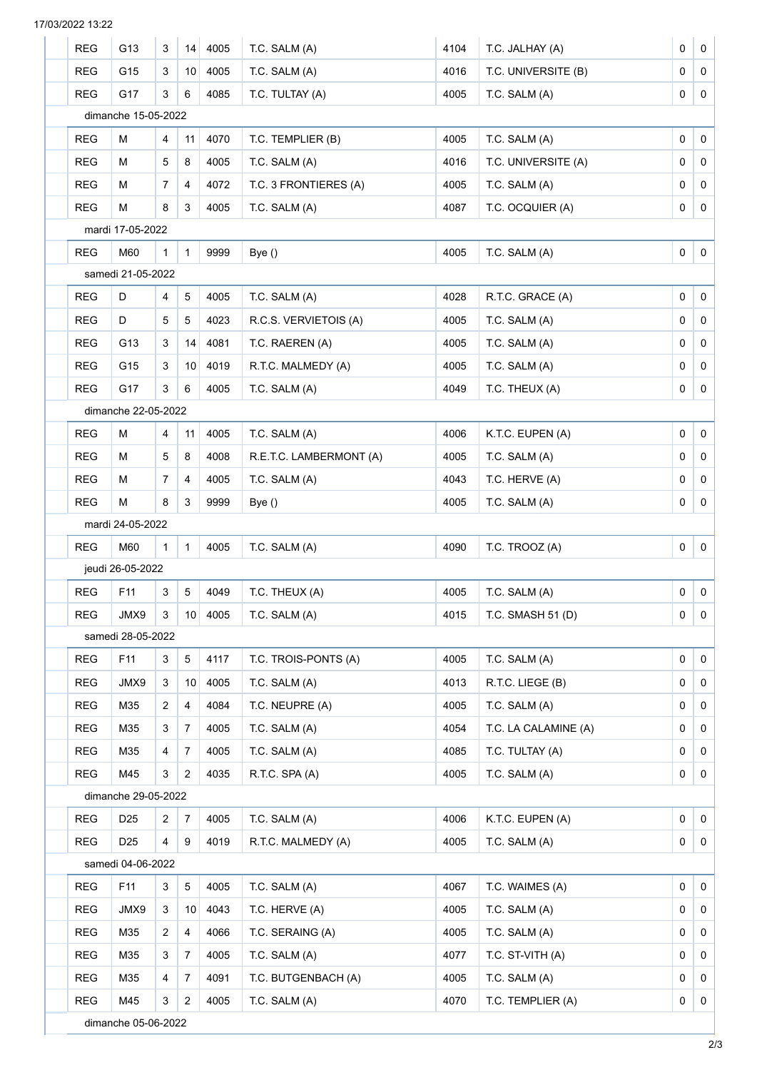| | | | | | | | | | |
|---|---|---|---|---|---|---|---|---|---|
| REG | G13 | 3 | 14 | 4005 | T.C. SALM (A) | 4104 | T.C. JALHAY (A) | 0 | 0 |
| REG | G15 | 3 | 10 | 4005 | T.C. SALM (A) | 4016 | T.C. UNIVERSITE (B) | 0 | 0 |
| REG | G17 | 3 | 6 | 4085 | T.C. TULTAY (A) | 4005 | T.C. SALM (A) | 0 | 0 |
| dimanche 15-05-2022 | | | | | | | | | |
| REG | M | 4 | 11 | 4070 | T.C. TEMPLIER (B) | 4005 | T.C. SALM (A) | 0 | 0 |
| REG | M | 5 | 8 | 4005 | T.C. SALM (A) | 4016 | T.C. UNIVERSITE (A) | 0 | 0 |
| REG | M | 7 | 4 | 4072 | T.C. 3 FRONTIERES (A) | 4005 | T.C. SALM (A) | 0 | 0 |
| REG | M | 8 | 3 | 4005 | T.C. SALM (A) | 4087 | T.C. OCQUIER (A) | 0 | 0 |
| mardi 17-05-2022 | | | | | | | | | |
| REG | M60 | 1 | 1 | 9999 | Bye () | 4005 | T.C. SALM (A) | 0 | 0 |
| samedi 21-05-2022 | | | | | | | | | |
| REG | D | 4 | 5 | 4005 | T.C. SALM (A) | 4028 | R.T.C. GRACE (A) | 0 | 0 |
| REG | D | 5 | 5 | 4023 | R.C.S. VERVIETOIS (A) | 4005 | T.C. SALM (A) | 0 | 0 |
| REG | G13 | 3 | 14 | 4081 | T.C. RAEREN (A) | 4005 | T.C. SALM (A) | 0 | 0 |
| REG | G15 | 3 | 10 | 4019 | R.T.C. MALMEDY (A) | 4005 | T.C. SALM (A) | 0 | 0 |
| REG | G17 | 3 | 6 | 4005 | T.C. SALM (A) | 4049 | T.C. THEUX (A) | 0 | 0 |
| dimanche 22-05-2022 | | | | | | | | | |
| REG | M | 4 | 11 | 4005 | T.C. SALM (A) | 4006 | K.T.C. EUPEN (A) | 0 | 0 |
| REG | M | 5 | 8 | 4008 | R.E.T.C. LAMBERMONT (A) | 4005 | T.C. SALM (A) | 0 | 0 |
| REG | M | 7 | 4 | 4005 | T.C. SALM (A) | 4043 | T.C. HERVE (A) | 0 | 0 |
| REG | M | 8 | 3 | 9999 | Bye () | 4005 | T.C. SALM (A) | 0 | 0 |
| mardi 24-05-2022 | | | | | | | | | |
| REG | M60 | 1 | 1 | 4005 | T.C. SALM (A) | 4090 | T.C. TROOZ (A) | 0 | 0 |
| jeudi 26-05-2022 | | | | | | | | | |
| REG | F11 | 3 | 5 | 4049 | T.C. THEUX (A) | 4005 | T.C. SALM (A) | 0 | 0 |
| REG | JMX9 | 3 | 10 | 4005 | T.C. SALM (A) | 4015 | T.C. SMASH 51 (D) | 0 | 0 |
| samedi 28-05-2022 | | | | | | | | | |
| REG | F11 | 3 | 5 | 4117 | T.C. TROIS-PONTS (A) | 4005 | T.C. SALM (A) | 0 | 0 |
| REG | JMX9 | 3 | 10 | 4005 | T.C. SALM (A) | 4013 | R.T.C. LIEGE (B) | 0 | 0 |
| REG | M35 | 2 | 4 | 4084 | T.C. NEUPRE (A) | 4005 | T.C. SALM (A) | 0 | 0 |
| REG | M35 | 3 | 7 | 4005 | T.C. SALM (A) | 4054 | T.C. LA CALAMINE (A) | 0 | 0 |
| REG | M35 | 4 | 7 | 4005 | T.C. SALM (A) | 4085 | T.C. TULTAY (A) | 0 | 0 |
| REG | M45 | 3 | 2 | 4035 | R.T.C. SPA (A) | 4005 | T.C. SALM (A) | 0 | 0 |
| dimanche 29-05-2022 | | | | | | | | | |
| REG | D25 | 2 | 7 | 4005 | T.C. SALM (A) | 4006 | K.T.C. EUPEN (A) | 0 | 0 |
| REG | D25 | 4 | 9 | 4019 | R.T.C. MALMEDY (A) | 4005 | T.C. SALM (A) | 0 | 0 |
| samedi 04-06-2022 | | | | | | | | | |
| REG | F11 | 3 | 5 | 4005 | T.C. SALM (A) | 4067 | T.C. WAIMES (A) | 0 | 0 |
| REG | JMX9 | 3 | 10 | 4043 | T.C. HERVE (A) | 4005 | T.C. SALM (A) | 0 | 0 |
| REG | M35 | 2 | 4 | 4066 | T.C. SERAING (A) | 4005 | T.C. SALM (A) | 0 | 0 |
| REG | M35 | 3 | 7 | 4005 | T.C. SALM (A) | 4077 | T.C. ST-VITH (A) | 0 | 0 |
| REG | M35 | 4 | 7 | 4091 | T.C. BUTGENBACH (A) | 4005 | T.C. SALM (A) | 0 | 0 |
| REG | M45 | 3 | 2 | 4005 | T.C. SALM (A) | 4070 | T.C. TEMPLIER (A) | 0 | 0 |
| dimanche 05-06-2022 | | | | | | | | | |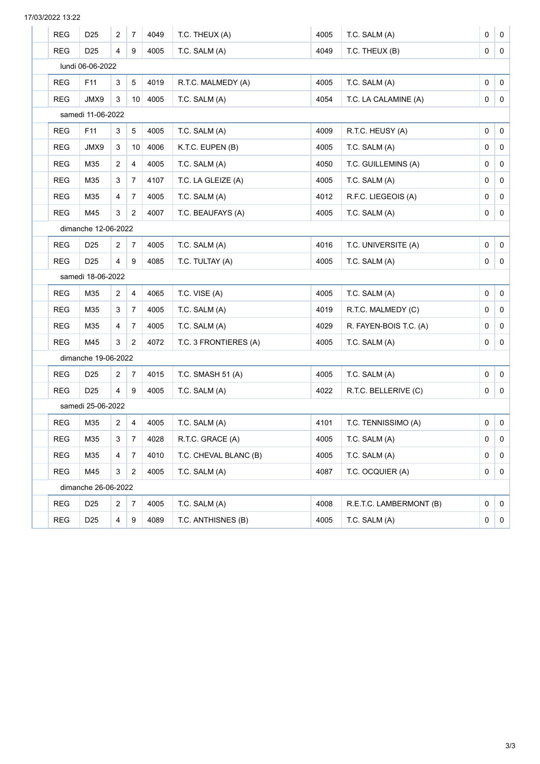| | | | | | | | | | |
|---|---|---|---|---|---|---|---|---|---|
| REG | D25 | 2 | 7 | 4049 | T.C. THEUX (A) | 4005 | T.C. SALM (A) | 0 | 0 |
| REG | D25 | 4 | 9 | 4005 | T.C. SALM (A) | 4049 | T.C. THEUX (B) | 0 | 0 |
| lundi 06-06-2022 | | | | | | | | | |
| REG | F11 | 3 | 5 | 4019 | R.T.C. MALMEDY (A) | 4005 | T.C. SALM (A) | 0 | 0 |
| REG | JMX9 | 3 | 10 | 4005 | T.C. SALM (A) | 4054 | T.C. LA CALAMINE (A) | 0 | 0 |
| samedi 11-06-2022 | | | | | | | | | |
| REG | F11 | 3 | 5 | 4005 | T.C. SALM (A) | 4009 | R.T.C. HEUSY (A) | 0 | 0 |
| REG | JMX9 | 3 | 10 | 4006 | K.T.C. EUPEN (B) | 4005 | T.C. SALM (A) | 0 | 0 |
| REG | M35 | 2 | 4 | 4005 | T.C. SALM (A) | 4050 | T.C. GUILLEMINS (A) | 0 | 0 |
| REG | M35 | 3 | 7 | 4107 | T.C. LA GLEIZE (A) | 4005 | T.C. SALM (A) | 0 | 0 |
| REG | M35 | 4 | 7 | 4005 | T.C. SALM (A) | 4012 | R.F.C. LIEGEOIS (A) | 0 | 0 |
| REG | M45 | 3 | 2 | 4007 | T.C. BEAUFAYS (A) | 4005 | T.C. SALM (A) | 0 | 0 |
| dimanche 12-06-2022 | | | | | | | | | |
| REG | D25 | 2 | 7 | 4005 | T.C. SALM (A) | 4016 | T.C. UNIVERSITE (A) | 0 | 0 |
| REG | D25 | 4 | 9 | 4085 | T.C. TULTAY (A) | 4005 | T.C. SALM (A) | 0 | 0 |
| samedi 18-06-2022 | | | | | | | | | |
| REG | M35 | 2 | 4 | 4065 | T.C. VISE (A) | 4005 | T.C. SALM (A) | 0 | 0 |
| REG | M35 | 3 | 7 | 4005 | T.C. SALM (A) | 4019 | R.T.C. MALMEDY (C) | 0 | 0 |
| REG | M35 | 4 | 7 | 4005 | T.C. SALM (A) | 4029 | R. FAYEN-BOIS T.C. (A) | 0 | 0 |
| REG | M45 | 3 | 2 | 4072 | T.C. 3 FRONTIERES (A) | 4005 | T.C. SALM (A) | 0 | 0 |
| dimanche 19-06-2022 | | | | | | | | | |
| REG | D25 | 2 | 7 | 4015 | T.C. SMASH 51 (A) | 4005 | T.C. SALM (A) | 0 | 0 |
| REG | D25 | 4 | 9 | 4005 | T.C. SALM (A) | 4022 | R.T.C. BELLERIVE (C) | 0 | 0 |
| samedi 25-06-2022 | | | | | | | | | |
| REG | M35 | 2 | 4 | 4005 | T.C. SALM (A) | 4101 | T.C. TENNISSIMO (A) | 0 | 0 |
| REG | M35 | 3 | 7 | 4028 | R.T.C. GRACE (A) | 4005 | T.C. SALM (A) | 0 | 0 |
| REG | M35 | 4 | 7 | 4010 | T.C. CHEVAL BLANC (B) | 4005 | T.C. SALM (A) | 0 | 0 |
| REG | M45 | 3 | 2 | 4005 | T.C. SALM (A) | 4087 | T.C. OCQUIER (A) | 0 | 0 |
| dimanche 26-06-2022 | | | | | | | | | |
| REG | D25 | 2 | 7 | 4005 | T.C. SALM (A) | 4008 | R.E.T.C. LAMBERMONT (B) | 0 | 0 |
| REG | D25 | 4 | 9 | 4089 | T.C. ANTHISNES (B) | 4005 | T.C. SALM (A) | 0 | 0 |